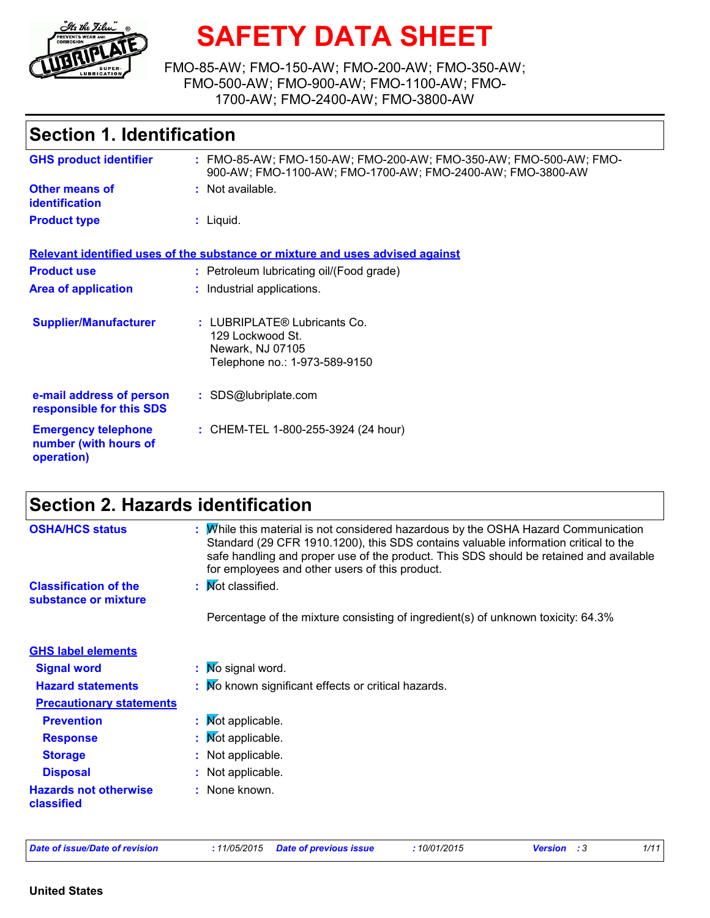# SAFETY DATA SHEET

FMO-85-AW; FMO-150-AW; FMO-200-AW; FMO-350-AW; FMO-500-AW; FMO-900-AW; FMO-1100-AW; FMO-1700-AW; FMO-2400-AW; FMO-3800-AW

## Section 1. Identification

**GHS product identifier** : FMO-85-AW; FMO-150-AW; FMO-200-AW; FMO-350-AW; FMO-500-AW; FMO-900-AW; FMO-1100-AW; FMO-1700-AW; FMO-2400-AW; FMO-3800-AW

**Other means of identification** : Not available.

**Product type** : Liquid.

**Relevant identified uses of the substance or mixture and uses advised against**

**Product use** : Petroleum lubricating oil/(Food grade)

**Area of application** : Industrial applications.

**Supplier/Manufacturer** : LUBRIPLATE® Lubricants Co.
129 Lockwood St.
Newark, NJ 07105
Telephone no.: 1-973-589-9150

**e-mail address of person responsible for this SDS** : SDS@lubriplate.com

**Emergency telephone number (with hours of operation)** : CHEM-TEL 1-800-255-3924 (24 hour)

## Section 2. Hazards identification

**OSHA/HCS status** : While this material is not considered hazardous by the OSHA Hazard Communication Standard (29 CFR 1910.1200), this SDS contains valuable information critical to the safe handling and proper use of the product. This SDS should be retained and available for employees and other users of this product.

**Classification of the substance or mixture** : Not classified.

Percentage of the mixture consisting of ingredient(s) of unknown toxicity: 64.3%

**GHS label elements**

**Signal word** : No signal word.

**Hazard statements** : No known significant effects or critical hazards.

**Precautionary statements**

**Prevention** : Not applicable.

**Response** : Not applicable.

**Storage** : Not applicable.

**Disposal** : Not applicable.

**Hazards not otherwise classified** : None known.

*Date of issue/Date of revision* : 11/05/2015 *Date of previous issue* : 10/01/2015 *Version* : 3

**United States**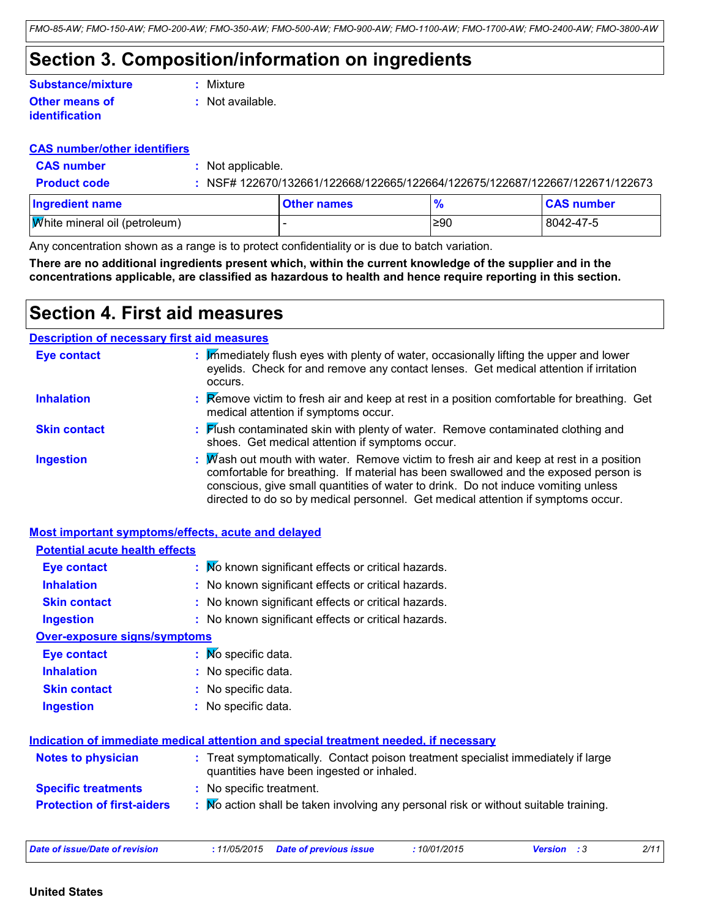# Section 3. Composition/information on ingredients

**Substance/mixture** : Mixture

**Other means of identification** : Not available.

**CAS number/other identifiers**

**CAS number** : Not applicable.

**Product code** : NSF# 122670/132661/122668/122665/122664/122675/122687/122667/122671/122673

| Ingredient name | Other names | % | CAS number |
|---|---|---|---|
| White mineral oil (petroleum) | - | ≥90 | 8042-47-5 |

Any concentration shown as a range is to protect confidentiality or is due to batch variation.

**There are no additional ingredients present which, within the current knowledge of the supplier and in the concentrations applicable, are classified as hazardous to health and hence require reporting in this section.**

# Section 4. First aid measures

**Description of necessary first aid measures**

**Eye contact** : Immediately flush eyes with plenty of water, occasionally lifting the upper and lower eyelids. Check for and remove any contact lenses. Get medical attention if irritation occurs.

**Inhalation** : Remove victim to fresh air and keep at rest in a position comfortable for breathing. Get medical attention if symptoms occur.

**Skin contact** : Flush contaminated skin with plenty of water. Remove contaminated clothing and shoes. Get medical attention if symptoms occur.

**Ingestion** : Wash out mouth with water. Remove victim to fresh air and keep at rest in a position comfortable for breathing. If material has been swallowed and the exposed person is conscious, give small quantities of water to drink. Do not induce vomiting unless directed to do so by medical personnel. Get medical attention if symptoms occur.

**Most important symptoms/effects, acute and delayed**

**Potential acute health effects**

**Eye contact** : No known significant effects or critical hazards.

**Inhalation** : No known significant effects or critical hazards.

**Skin contact** : No known significant effects or critical hazards.

**Ingestion** : No known significant effects or critical hazards.

**Over-exposure signs/symptoms**

**Eye contact** : No specific data.

**Inhalation** : No specific data.

**Skin contact** : No specific data.

**Ingestion** : No specific data.

**Indication of immediate medical attention and special treatment needed, if necessary**

**Notes to physician** : Treat symptomatically. Contact poison treatment specialist immediately if large quantities have been ingested or inhaled.

**Specific treatments** : No specific treatment.

**Protection of first-aiders** : No action shall be taken involving any personal risk or without suitable training.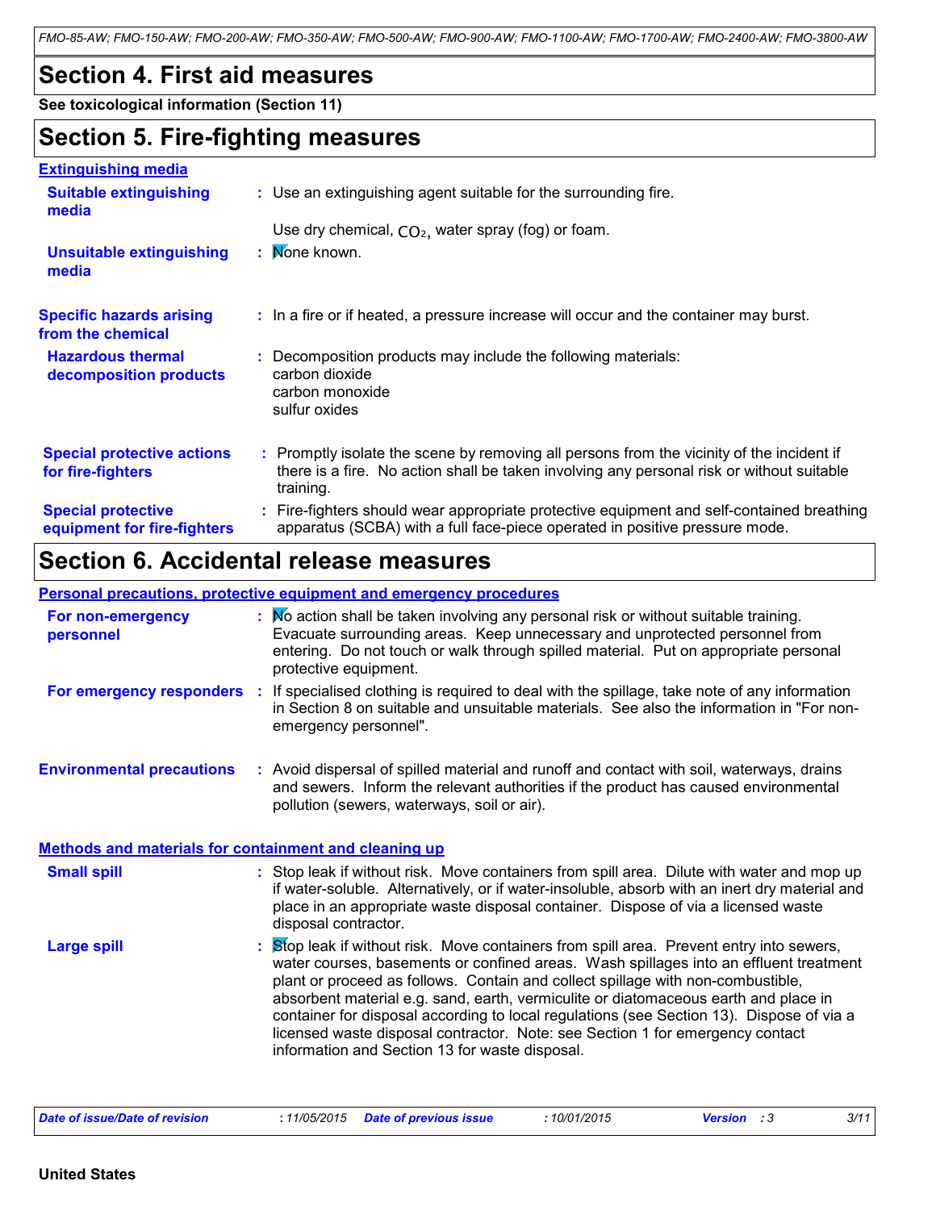# Section 4. First aid measures

**See toxicological information (Section 11)**

# Section 5. Fire-fighting measures

## Extinguishing media

**Suitable extinguishing media** : Use an extinguishing agent suitable for the surrounding fire.

Use dry chemical, $CO_2$, water spray (fog) or foam.

**Unsuitable extinguishing media** : None known.

**Specific hazards arising from the chemical** : In a fire or if heated, a pressure increase will occur and the container may burst.

**Hazardous thermal decomposition products** : Decomposition products may include the following materials:
carbon dioxide
carbon monoxide
sulfur oxides

**Special protective actions for fire-fighters** : Promptly isolate the scene by removing all persons from the vicinity of the incident if there is a fire. No action shall be taken involving any personal risk or without suitable training.

**Special protective equipment for fire-fighters** : Fire-fighters should wear appropriate protective equipment and self-contained breathing apparatus (SCBA) with a full face-piece operated in positive pressure mode.

# Section 6. Accidental release measures

## Personal precautions, protective equipment and emergency procedures

**For non-emergency personnel** : No action shall be taken involving any personal risk or without suitable training. Evacuate surrounding areas. Keep unnecessary and unprotected personnel from entering. Do not touch or walk through spilled material. Put on appropriate personal protective equipment.

**For emergency responders** : If specialised clothing is required to deal with the spillage, take note of any information in Section 8 on suitable and unsuitable materials. See also the information in "For non-emergency personnel".

**Environmental precautions** : Avoid dispersal of spilled material and runoff and contact with soil, waterways, drains and sewers. Inform the relevant authorities if the product has caused environmental pollution (sewers, waterways, soil or air).

## Methods and materials for containment and cleaning up

**Small spill** : Stop leak if without risk. Move containers from spill area. Dilute with water and mop up if water-soluble. Alternatively, or if water-insoluble, absorb with an inert dry material and place in an appropriate waste disposal container. Dispose of via a licensed waste disposal contractor.

**Large spill** : Stop leak if without risk. Move containers from spill area. Prevent entry into sewers, water courses, basements or confined areas. Wash spillages into an effluent treatment plant or proceed as follows. Contain and collect spillage with non-combustible, absorbent material e.g. sand, earth, vermiculite or diatomaceous earth and place in container for disposal according to local regulations (see Section 13). Dispose of via a licensed waste disposal contractor. Note: see Section 1 for emergency contact information and Section 13 for waste disposal.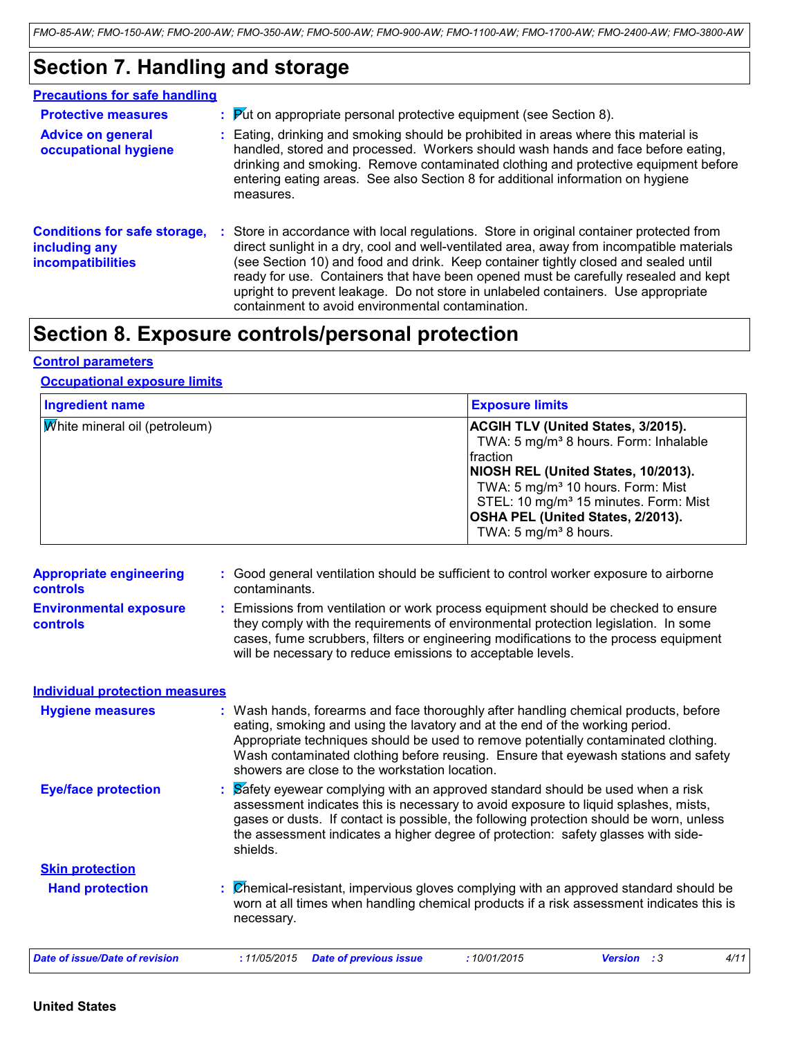# Section 7. Handling and storage

## Precautions for safe handling

**Protective measures** : Put on appropriate personal protective equipment (see Section 8).

**Advice on general occupational hygiene** : Eating, drinking and smoking should be prohibited in areas where this material is handled, stored and processed. Workers should wash hands and face before eating, drinking and smoking. Remove contaminated clothing and protective equipment before entering eating areas. See also Section 8 for additional information on hygiene measures.

**Conditions for safe storage, including any incompatibilities** : Store in accordance with local regulations. Store in original container protected from direct sunlight in a dry, cool and well-ventilated area, away from incompatible materials (see Section 10) and food and drink. Keep container tightly closed and sealed until ready for use. Containers that have been opened must be carefully resealed and kept upright to prevent leakage. Do not store in unlabeled containers. Use appropriate containment to avoid environmental contamination.

# Section 8. Exposure controls/personal protection

## Control parameters

### Occupational exposure limits

| Ingredient name | Exposure limits |
|---|---|
| White mineral oil (petroleum) | **ACGIH TLV (United States, 3/2015).**<br>TWA: 5 mg/m³ 8 hours. Form: Inhalable fraction<br>**NIOSH REL (United States, 10/2013).**<br>TWA: 5 mg/m³ 10 hours. Form: Mist<br>STEL: 10 mg/m³ 15 minutes. Form: Mist<br>**OSHA PEL (United States, 2/2013).**<br>TWA: 5 mg/m³ 8 hours. |

**Appropriate engineering controls** : Good general ventilation should be sufficient to control worker exposure to airborne contaminants.

**Environmental exposure controls** : Emissions from ventilation or work process equipment should be checked to ensure they comply with the requirements of environmental protection legislation. In some cases, fume scrubbers, filters or engineering modifications to the process equipment will be necessary to reduce emissions to acceptable levels.

## Individual protection measures

**Hygiene measures** : Wash hands, forearms and face thoroughly after handling chemical products, before eating, smoking and using the lavatory and at the end of the working period. Appropriate techniques should be used to remove potentially contaminated clothing. Wash contaminated clothing before reusing. Ensure that eyewash stations and safety showers are close to the workstation location.

**Eye/face protection** : Safety eyewear complying with an approved standard should be used when a risk assessment indicates this is necessary to avoid exposure to liquid splashes, mists, gases or dusts. If contact is possible, the following protection should be worn, unless the assessment indicates a higher degree of protection: safety glasses with side-shields.

### Skin protection

**Hand protection** : Chemical-resistant, impervious gloves complying with an approved standard should be worn at all times when handling chemical products if a risk assessment indicates this is necessary.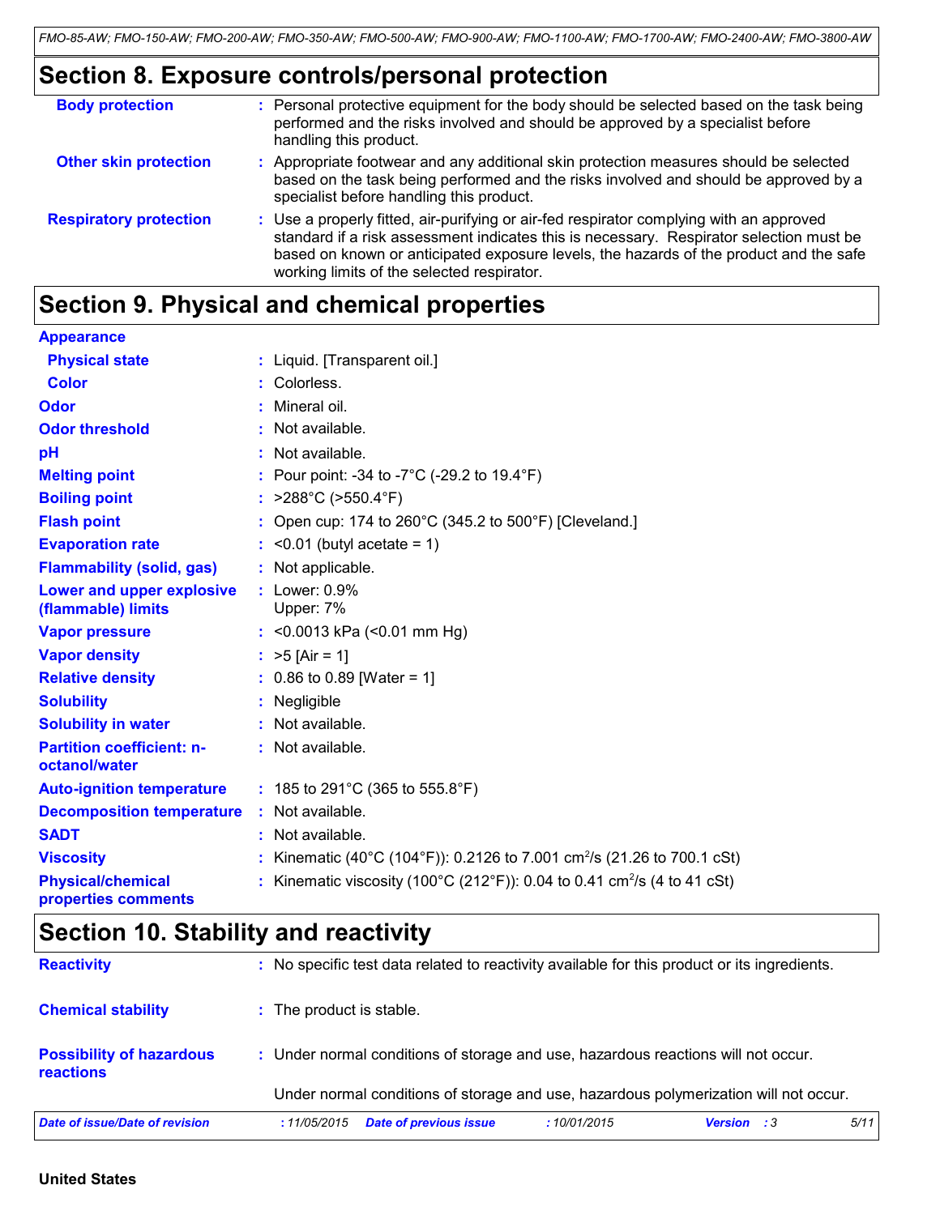## Section 8. Exposure controls/personal protection

| | |
|---|---|
| **Body protection** | : Personal protective equipment for the body should be selected based on the task being performed and the risks involved and should be approved by a specialist before handling this product. |
| **Other skin protection** | : Appropriate footwear and any additional skin protection measures should be selected based on the task being performed and the risks involved and should be approved by a specialist before handling this product. |
| **Respiratory protection** | : Use a properly fitted, air-purifying or air-fed respirator complying with an approved standard if a risk assessment indicates this is necessary. Respirator selection must be based on known or anticipated exposure levels, the hazards of the product and the safe working limits of the selected respirator. |

## Section 9. Physical and chemical properties

| | |
|---|---|
| **Appearance** | |
| **Physical state** | : Liquid. [Transparent oil.] |
| **Color** | : Colorless. |
| **Odor** | : Mineral oil. |
| **Odor threshold** | : Not available. |
| **pH** | : Not available. |
| **Melting point** | : Pour point: -34 to -7°C (-29.2 to 19.4°F) |
| **Boiling point** | : >288°C (>550.4°F) |
| **Flash point** | : Open cup: 174 to 260°C (345.2 to 500°F) [Cleveland.] |
| **Evaporation rate** | : <0.01 (butyl acetate = 1) |
| **Flammability (solid, gas)** | : Not applicable. |
| **Lower and upper explosive (flammable) limits** | : Lower: 0.9% Upper: 7% |
| **Vapor pressure** | : <0.0013 kPa (<0.01 mm Hg) |
| **Vapor density** | : >5 [Air = 1] |
| **Relative density** | : 0.86 to 0.89 [Water = 1] |
| **Solubility** | : Negligible |
| **Solubility in water** | : Not available. |
| **Partition coefficient: n-octanol/water** | : Not available. |
| **Auto-ignition temperature** | : 185 to 291°C (365 to 555.8°F) |
| **Decomposition temperature** | : Not available. |
| **SADT** | : Not available. |
| **Viscosity** | : Kinematic (40°C (104°F)): 0.2126 to 7.001 $cm^2/s$ (21.26 to 700.1 cSt) |
| **Physical/chemical properties comments** | : Kinematic viscosity (100°C (212°F)): 0.04 to 0.41 $cm^2/s$ (4 to 41 cSt) |

## Section 10. Stability and reactivity

| | |
|---|---|
| **Reactivity** | : No specific test data related to reactivity available for this product or its ingredients. |
| **Chemical stability** | : The product is stable. |
| **Possibility of hazardous reactions** | : Under normal conditions of storage and use, hazardous reactions will not occur. Under normal conditions of storage and use, hazardous polymerization will not occur. |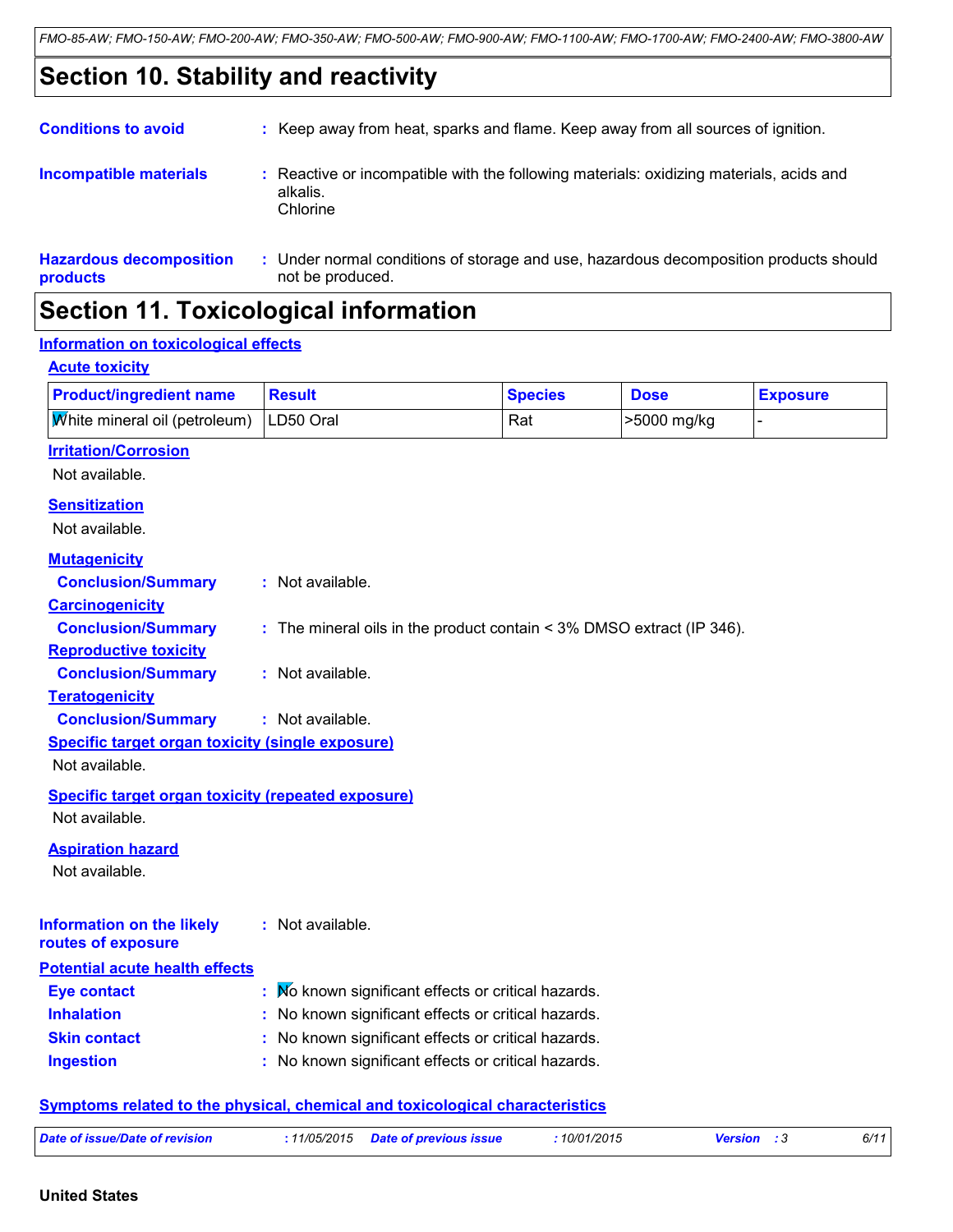# Section 10. Stability and reactivity

**Conditions to avoid** : Keep away from heat, sparks and flame. Keep away from all sources of ignition.

**Incompatible materials** : Reactive or incompatible with the following materials: oxidizing materials, acids and alkalis.
Chlorine

**Hazardous decomposition products** : Under normal conditions of storage and use, hazardous decomposition products should not be produced.

# Section 11. Toxicological information

## Information on toxicological effects

### Acute toxicity

| Product/ingredient name | Result | Species | Dose | Exposure |
|---|---|---|---|---|
| White mineral oil (petroleum) | LD50 Oral | Rat | >5000 mg/kg | - |

### Irritation/Corrosion

Not available.

### Sensitization

Not available.

### Mutagenicity

**Conclusion/Summary** : Not available.

### Carcinogenicity

**Conclusion/Summary** : The mineral oils in the product contain < 3% DMSO extract (IP 346).

### Reproductive toxicity

**Conclusion/Summary** : Not available.

### Teratogenicity

**Conclusion/Summary** : Not available.

### Specific target organ toxicity (single exposure)

Not available.

### Specific target organ toxicity (repeated exposure)

Not available.

### Aspiration hazard

Not available.

**Information on the likely routes of exposure** : Not available.

### Potential acute health effects

**Eye contact** : No known significant effects or critical hazards.
**Inhalation** : No known significant effects or critical hazards.
**Skin contact** : No known significant effects or critical hazards.
**Ingestion** : No known significant effects or critical hazards.

### Symptoms related to the physical, chemical and toxicological characteristics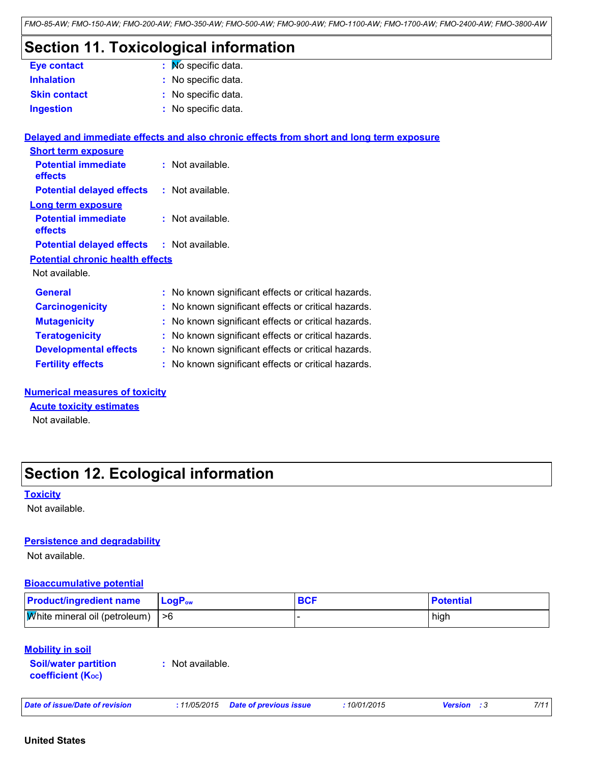# Section 11. Toxicological information

**Eye contact** : No specific data.
**Inhalation** : No specific data.
**Skin contact** : No specific data.
**Ingestion** : No specific data.

## Delayed and immediate effects and also chronic effects from short and long term exposure

### Short term exposure

**Potential immediate effects** : Not available.
**Potential delayed effects** : Not available.

### Long term exposure

**Potential immediate effects** : Not available.
**Potential delayed effects** : Not available.

### Potential chronic health effects

Not available.

**General** : No known significant effects or critical hazards.
**Carcinogenicity** : No known significant effects or critical hazards.
**Mutagenicity** : No known significant effects or critical hazards.
**Teratogenicity** : No known significant effects or critical hazards.
**Developmental effects** : No known significant effects or critical hazards.
**Fertility effects** : No known significant effects or critical hazards.

## Numerical measures of toxicity

### Acute toxicity estimates

Not available.

# Section 12. Ecological information

## Toxicity

Not available.

## Persistence and degradability

Not available.

## Bioaccumulative potential

| Product/ingredient name | $LogP_{ow}$ | BCF | Potential |
|---|---|---|---|
| White mineral oil (petroleum) | >6 | - | high |

## Mobility in soil

**Soil/water partition coefficient ($K_{OC}$)** : Not available.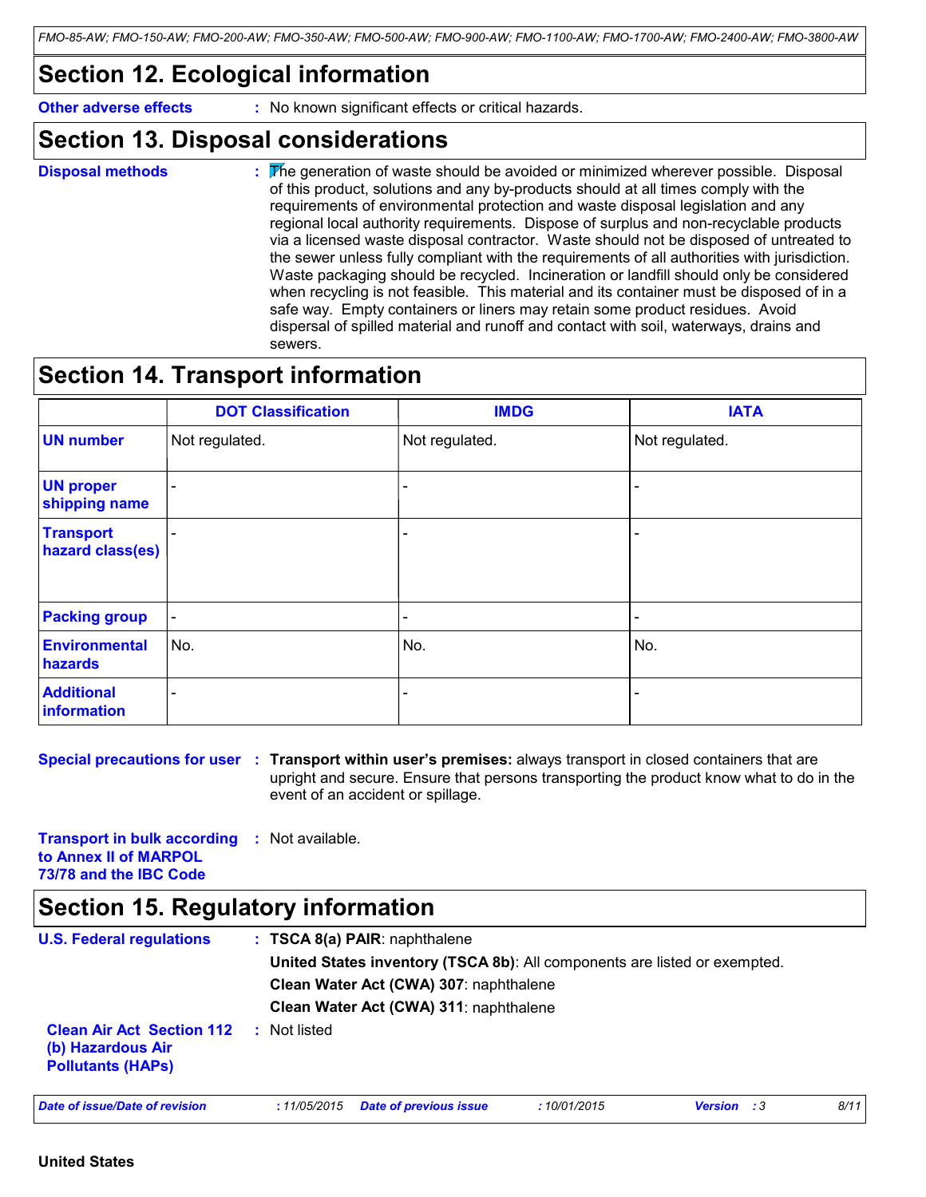## Section 12. Ecological information

**Other adverse effects** : No known significant effects or critical hazards.

## Section 13. Disposal considerations

**Disposal methods** : The generation of waste should be avoided or minimized wherever possible. Disposal of this product, solutions and any by-products should at all times comply with the requirements of environmental protection and waste disposal legislation and any regional local authority requirements. Dispose of surplus and non-recyclable products via a licensed waste disposal contractor. Waste should not be disposed of untreated to the sewer unless fully compliant with the requirements of all authorities with jurisdiction. Waste packaging should be recycled. Incineration or landfill should only be considered when recycling is not feasible. This material and its container must be disposed of in a safe way. Empty containers or liners may retain some product residues. Avoid dispersal of spilled material and runoff and contact with soil, waterways, drains and sewers.

## Section 14. Transport information

| | DOT Classification | IMDG | IATA |
|---|---|---|---|
| **UN number** | Not regulated. | Not regulated. | Not regulated. |
| **UN proper shipping name** | - | - | - |
| **Transport hazard class(es)** | - | - | - |
| **Packing group** | - | - | - |
| **Environmental hazards** | No. | No. | No. |
| **Additional information** | - | - | - |

**Special precautions for user** : **Transport within user's premises:** always transport in closed containers that are upright and secure. Ensure that persons transporting the product know what to do in the event of an accident or spillage.

**Transport in bulk according to Annex II of MARPOL 73/78 and the IBC Code** : Not available.

## Section 15. Regulatory information

**U.S. Federal regulations** : **TSCA 8(a) PAIR**: naphthalene

**United States inventory (TSCA 8b)**: All components are listed or exempted.

**Clean Water Act (CWA) 307**: naphthalene

**Clean Water Act (CWA) 311**: naphthalene

**Clean Air Act Section 112 (b) Hazardous Air Pollutants (HAPs)** : Not listed

United States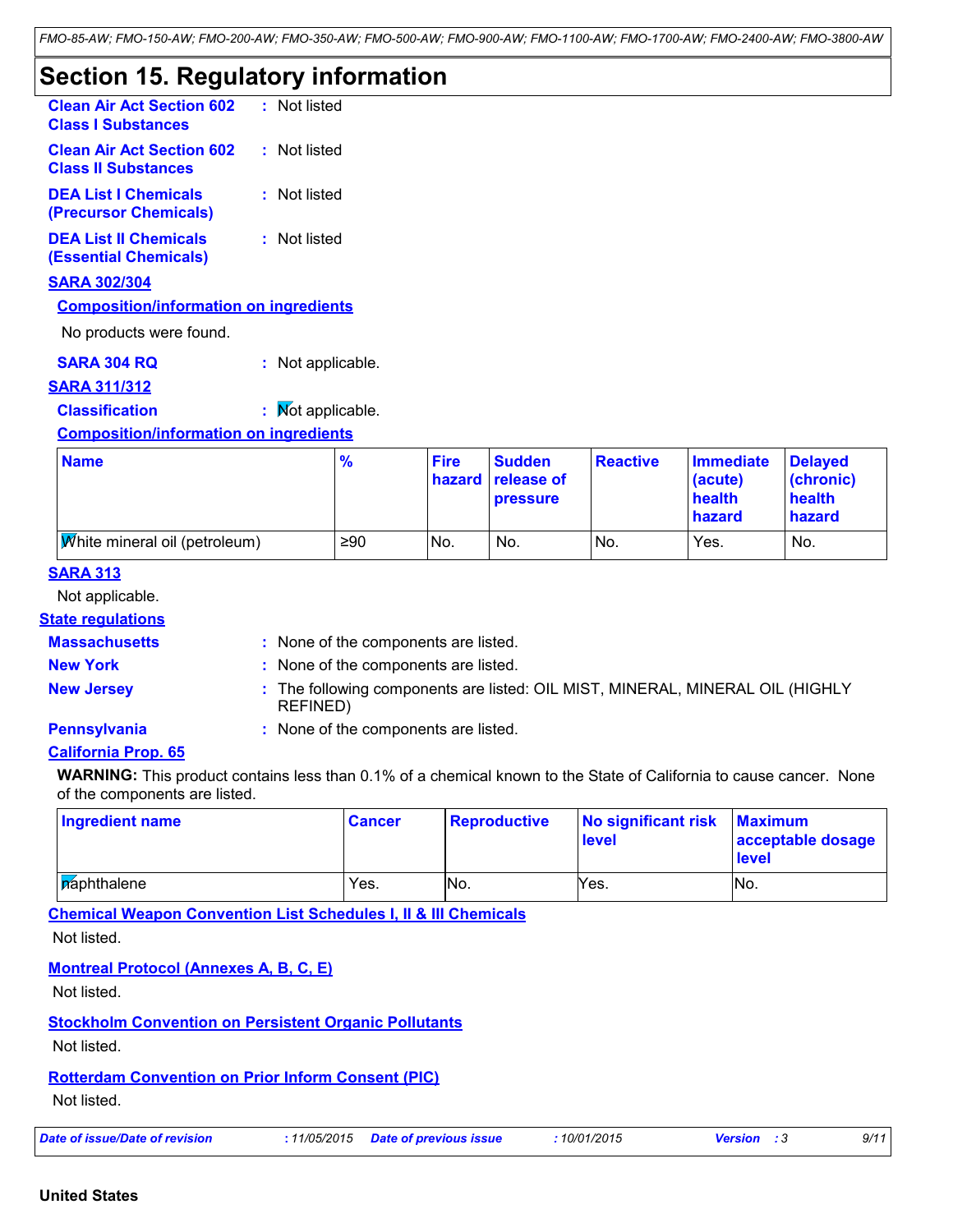# Section 15. Regulatory information

**Clean Air Act Section 602 Class I Substances** : Not listed

**Clean Air Act Section 602 Class II Substances** : Not listed

**DEA List I Chemicals (Precursor Chemicals)** : Not listed

**DEA List II Chemicals (Essential Chemicals)** : Not listed

**SARA 302/304**

**Composition/information on ingredients**

No products were found.

**SARA 304 RQ** : Not applicable.

**SARA 311/312**

**Classification** : Not applicable.

**Composition/information on ingredients**

| Name | % | Fire hazard | Sudden release of pressure | Reactive | Immediate (acute) health hazard | Delayed (chronic) health hazard |
|---|---|---|---|---|---|---|
| White mineral oil (petroleum) | ≥90 | No. | No. | No. | Yes. | No. |

**SARA 313**

Not applicable.

**State regulations**

**Massachusetts** : None of the components are listed.

**New York** : None of the components are listed.

**New Jersey** : The following components are listed: OIL MIST, MINERAL, MINERAL OIL (HIGHLY REFINED)

**Pennsylvania** : None of the components are listed.

**California Prop. 65**

**WARNING:** This product contains less than 0.1% of a chemical known to the State of California to cause cancer. None of the components are listed.

| Ingredient name | Cancer | Reproductive | No significant risk level | Maximum acceptable dosage level |
|---|---|---|---|---|
| naphthalene | Yes. | No. | Yes. | No. |

**Chemical Weapon Convention List Schedules I, II & III Chemicals**

Not listed.

**Montreal Protocol (Annexes A, B, C, E)**

Not listed.

**Stockholm Convention on Persistent Organic Pollutants**

Not listed.

**Rotterdam Convention on Prior Inform Consent (PIC)**

Not listed.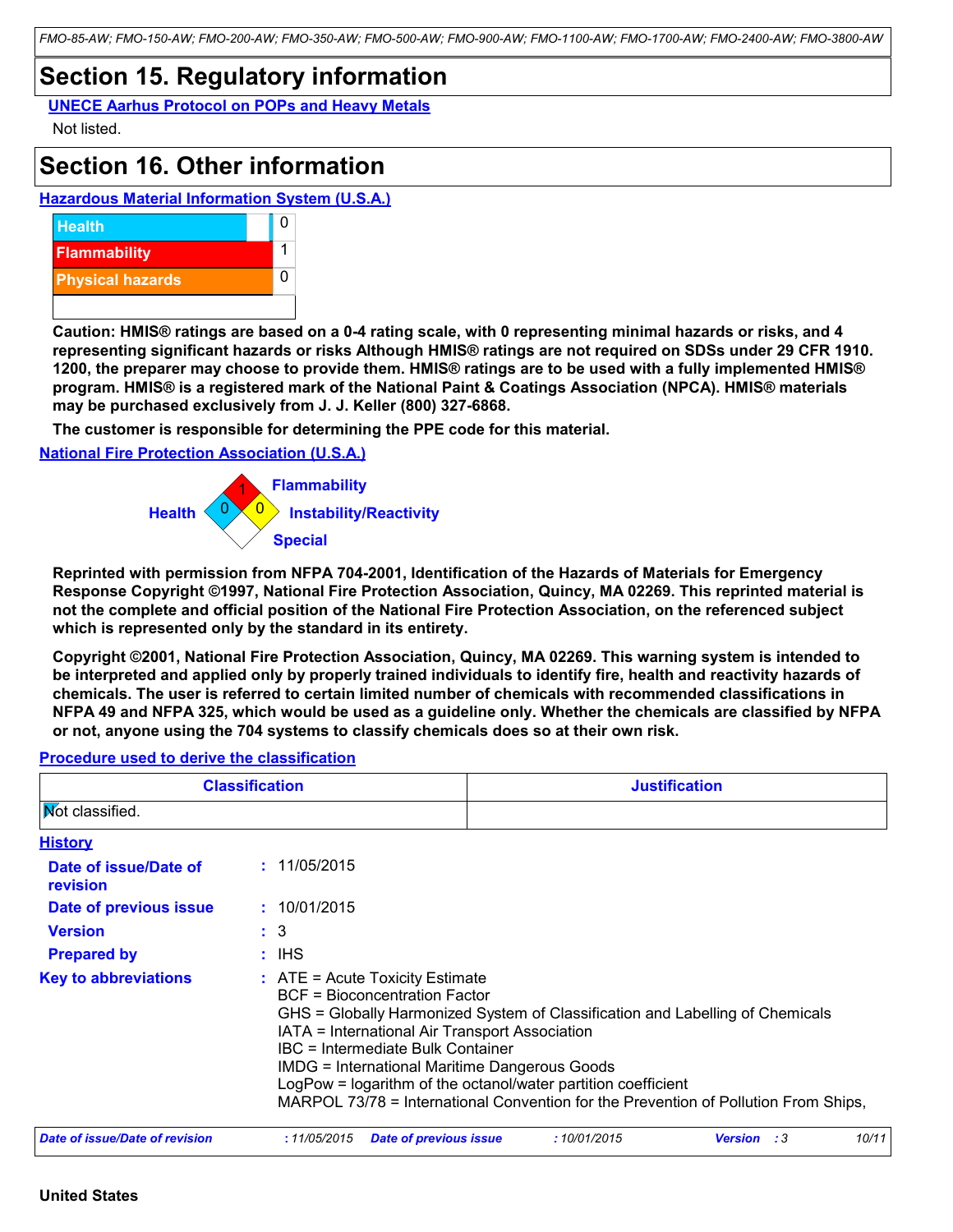## Section 15. Regulatory information

**UNECE Aarhus Protocol on POPs and Heavy Metals**

Not listed.

## Section 16. Other information

**Hazardous Material Information System (U.S.A.)**

| | |
|---|---|
| Health | 0 |
| Flammability | 1 |
| Physical hazards | 0 |
| | |

**Caution: HMIS® ratings are based on a 0-4 rating scale, with 0 representing minimal hazards or risks, and 4 representing significant hazards or risks Although HMIS® ratings are not required on SDSs under 29 CFR 1910. 1200, the preparer may choose to provide them. HMIS® ratings are to be used with a fully implemented HMIS® program. HMIS® is a registered mark of the National Paint & Coatings Association (NPCA). HMIS® materials may be purchased exclusively from J. J. Keller (800) 327-6868.**

**The customer is responsible for determining the PPE code for this material.**

**National Fire Protection Association (U.S.A.)**

Health: 0
Flammability: 1
Instability/Reactivity: 0
Special:

**Reprinted with permission from NFPA 704-2001, Identification of the Hazards of Materials for Emergency Response Copyright ©1997, National Fire Protection Association, Quincy, MA 02269. This reprinted material is not the complete and official position of the National Fire Protection Association, on the referenced subject which is represented only by the standard in its entirety.**

**Copyright ©2001, National Fire Protection Association, Quincy, MA 02269. This warning system is intended to be interpreted and applied only by properly trained individuals to identify fire, health and reactivity hazards of chemicals. The user is referred to certain limited number of chemicals with recommended classifications in NFPA 49 and NFPA 325, which would be used as a guideline only. Whether the chemicals are classified by NFPA or not, anyone using the 704 systems to classify chemicals does so at their own risk.**

**Procedure used to derive the classification**

| Classification | Justification |
|---|---|
| Not classified. | |

**History**

**Date of issue/Date of revision** : 11/05/2015

**Date of previous issue** : 10/01/2015

**Version** : 3

**Prepared by** : IHS

**Key to abbreviations** : ATE = Acute Toxicity Estimate
BCF = Bioconcentration Factor
GHS = Globally Harmonized System of Classification and Labelling of Chemicals
IATA = International Air Transport Association
IBC = Intermediate Bulk Container
IMDG = International Maritime Dangerous Goods
LogPow = logarithm of the octanol/water partition coefficient
MARPOL 73/78 = International Convention for the Prevention of Pollution From Ships,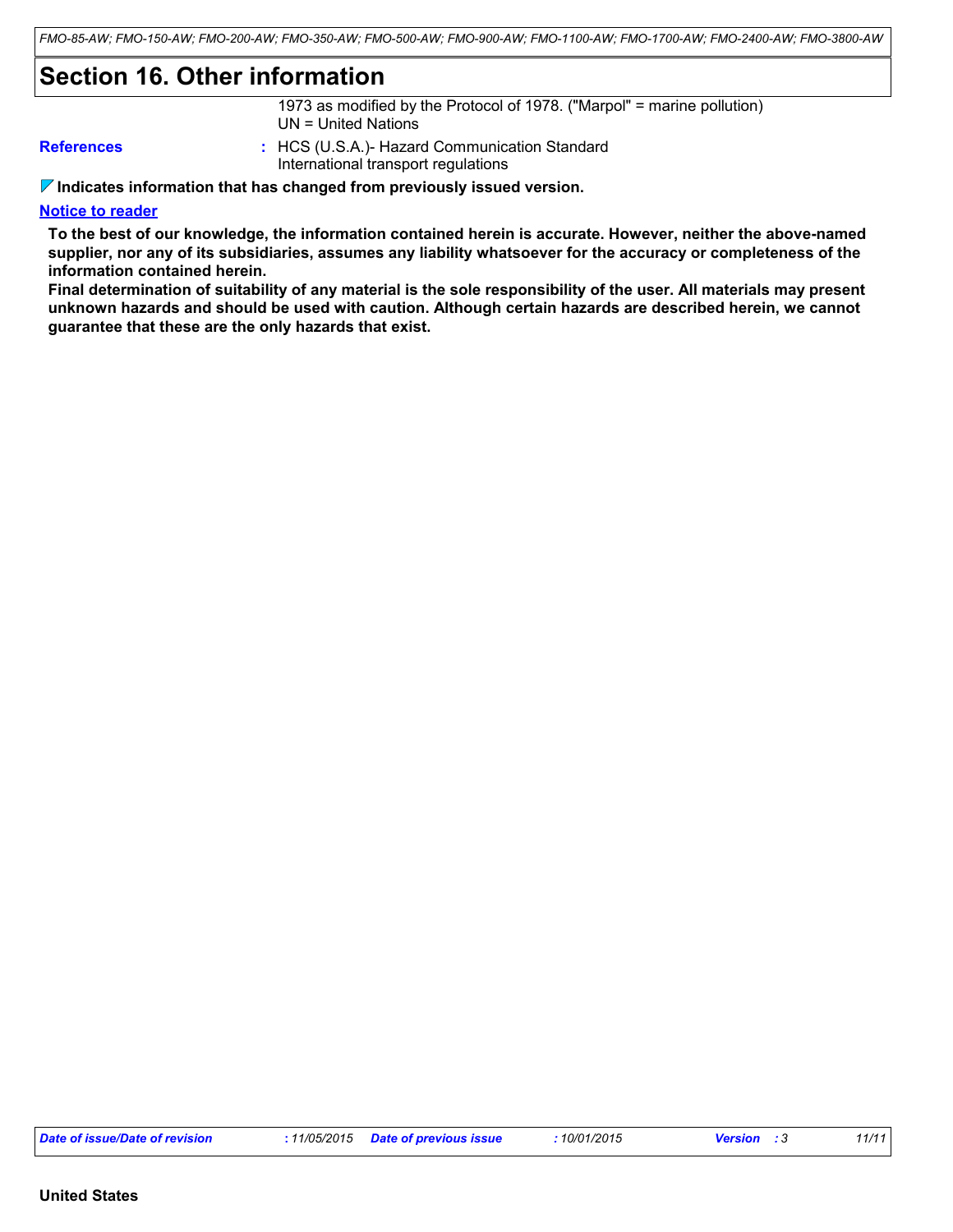## Section 16. Other information

1973 as modified by the Protocol of 1978. ("Marpol" = marine pollution)
UN = United Nations

**References** : HCS (U.S.A.)- Hazard Communication Standard
International transport regulations

**Indicates information that has changed from previously issued version.**

**Notice to reader**

**To the best of our knowledge, the information contained herein is accurate. However, neither the above-named supplier, nor any of its subsidiaries, assumes any liability whatsoever for the accuracy or completeness of the information contained herein.**
**Final determination of suitability of any material is the sole responsibility of the user. All materials may present unknown hazards and should be used with caution. Although certain hazards are described herein, we cannot guarantee that these are the only hazards that exist.**

*Date of issue/Date of revision* : 11/05/2015 *Date of previous issue* : 10/01/2015 *Version* : 3

**United States**